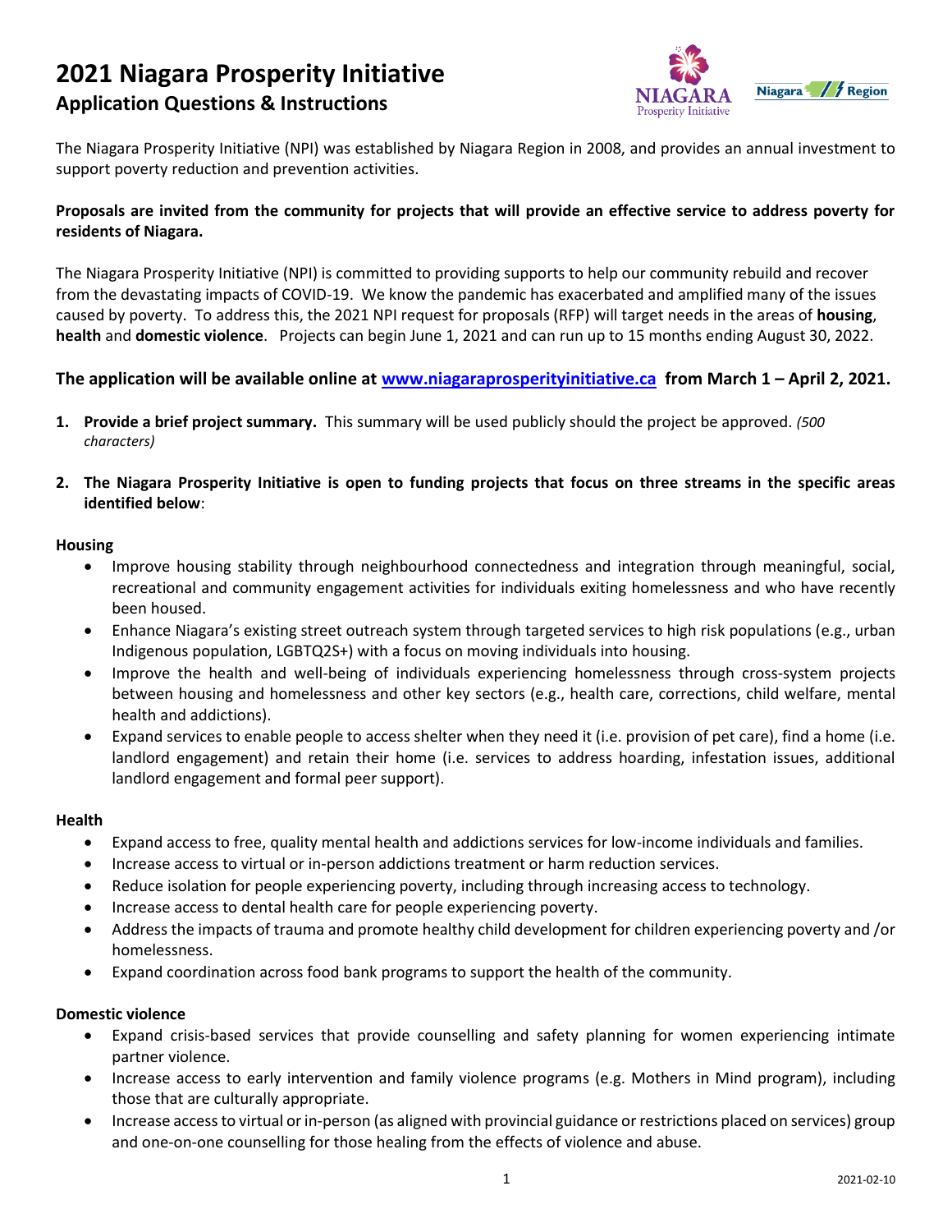# 2021 Niagara Prosperity Initiative

## Application Questions & Instructions

The Niagara Prosperity Initiative (NPI) was established by Niagara Region in 2008, and provides an annual investment to support poverty reduction and prevention activities.

**Proposals are invited from the community for projects that will provide an effective service to address poverty for residents of Niagara.**

The Niagara Prosperity Initiative (NPI) is committed to providing supports to help our community rebuild and recover from the devastating impacts of COVID-19. We know the pandemic has exacerbated and amplified many of the issues caused by poverty. To address this, the 2021 NPI request for proposals (RFP) will target needs in the areas of **housing**, **health** and **domestic violence**. Projects can begin June 1, 2021 and can run up to 15 months ending August 30, 2022.

**The application will be available online at [www.niagaraprosperityinitiative.ca](http://www.niagaraprosperityinitiative.ca) from March 1 – April 2, 2021.**

1. **Provide a brief project summary.** This summary will be used publicly should the project be approved. *(500 characters)*

2. **The Niagara Prosperity Initiative is open to funding projects that focus on three streams in the specific areas identified below**:

**Housing**

- Improve housing stability through neighbourhood connectedness and integration through meaningful, social, recreational and community engagement activities for individuals exiting homelessness and who have recently been housed.
- Enhance Niagara's existing street outreach system through targeted services to high risk populations (e.g., urban Indigenous population, LGBTQ2S+) with a focus on moving individuals into housing.
- Improve the health and well-being of individuals experiencing homelessness through cross-system projects between housing and homelessness and other key sectors (e.g., health care, corrections, child welfare, mental health and addictions).
- Expand services to enable people to access shelter when they need it (i.e. provision of pet care), find a home (i.e. landlord engagement) and retain their home (i.e. services to address hoarding, infestation issues, additional landlord engagement and formal peer support).

**Health**

- Expand access to free, quality mental health and addictions services for low-income individuals and families.
- Increase access to virtual or in-person addictions treatment or harm reduction services.
- Reduce isolation for people experiencing poverty, including through increasing access to technology.
- Increase access to dental health care for people experiencing poverty.
- Address the impacts of trauma and promote healthy child development for children experiencing poverty and /or homelessness.
- Expand coordination across food bank programs to support the health of the community.

**Domestic violence**

- Expand crisis-based services that provide counselling and safety planning for women experiencing intimate partner violence.
- Increase access to early intervention and family violence programs (e.g. Mothers in Mind program), including those that are culturally appropriate.
- Increase access to virtual or in-person (as aligned with provincial guidance or restrictions placed on services) group and one-on-one counselling for those healing from the effects of violence and abuse.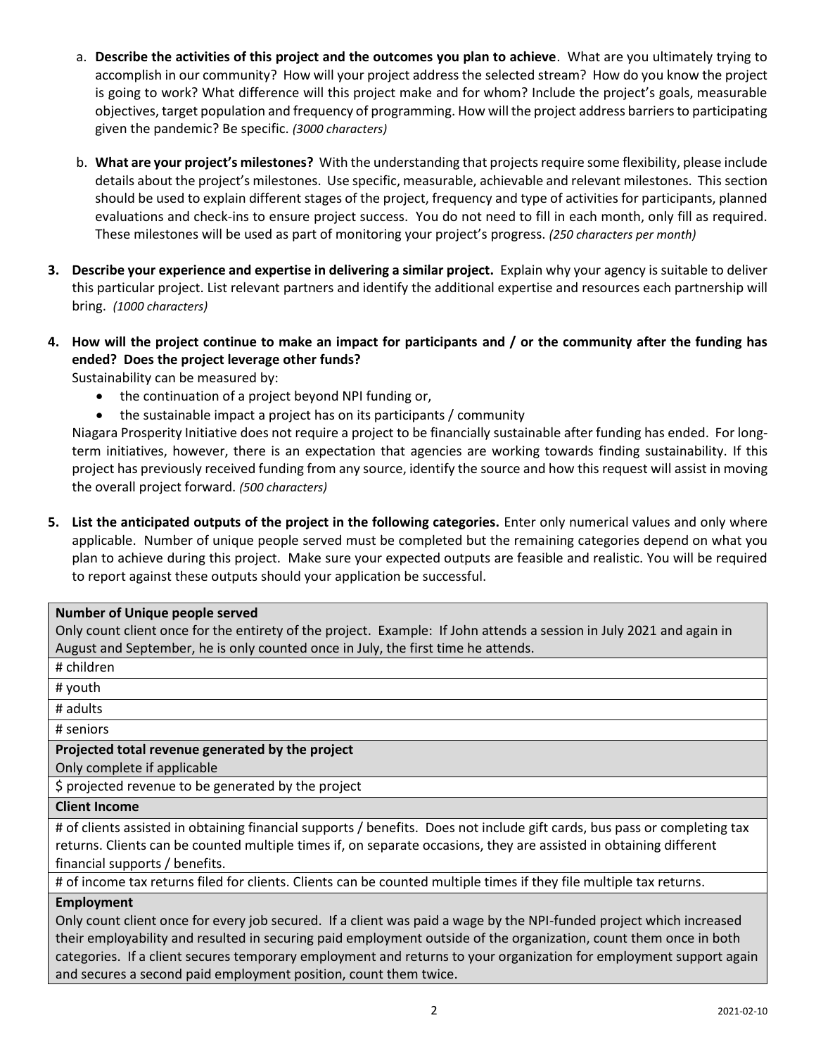a. **Describe the activities of this project and the outcomes you plan to achieve**. What are you ultimately trying to accomplish in our community? How will your project address the selected stream? How do you know the project is going to work? What difference will this project make and for whom? Include the project's goals, measurable objectives, target population and frequency of programming. How will the project address barriers to participating given the pandemic? Be specific. *(3000 characters)*

b. **What are your project's milestones?** With the understanding that projects require some flexibility, please include details about the project's milestones. Use specific, measurable, achievable and relevant milestones. This section should be used to explain different stages of the project, frequency and type of activities for participants, planned evaluations and check-ins to ensure project success. You do not need to fill in each month, only fill as required. These milestones will be used as part of monitoring your project's progress. *(250 characters per month)*

3. **Describe your experience and expertise in delivering a similar project.** Explain why your agency is suitable to deliver this particular project. List relevant partners and identify the additional expertise and resources each partnership will bring. *(1000 characters)*

4. **How will the project continue to make an impact for participants and / or the community after the funding has ended? Does the project leverage other funds?**

   Sustainability can be measured by:

   - the continuation of a project beyond NPI funding or,
   - the sustainable impact a project has on its participants / community

   Niagara Prosperity Initiative does not require a project to be financially sustainable after funding has ended. For long-term initiatives, however, there is an expectation that agencies are working towards finding sustainability. If this project has previously received funding from any source, identify the source and how this request will assist in moving the overall project forward. *(500 characters)*

5. **List the anticipated outputs of the project in the following categories.** Enter only numerical values and only where applicable. Number of unique people served must be completed but the remaining categories depend on what you plan to achieve during this project. Make sure your expected outputs are feasible and realistic. You will be required to report against these outputs should your application be successful.

| **Number of Unique people served**<br>Only count client once for the entirety of the project. Example: If John attends a session in July 2021 and again in August and September, he is only counted once in July, the first time he attends. |
|---|
| # children |
| # youth |
| # adults |
| # seniors |
| **Projected total revenue generated by the project**<br>Only complete if applicable |
| $ projected revenue to be generated by the project |
| **Client Income** |
| # of clients assisted in obtaining financial supports / benefits. Does not include gift cards, bus pass or completing tax returns. Clients can be counted multiple times if, on separate occasions, they are assisted in obtaining different financial supports / benefits. |
| # of income tax returns filed for clients. Clients can be counted multiple times if they file multiple tax returns. |
| **Employment**<br>Only count client once for every job secured. If a client was paid a wage by the NPI-funded project which increased their employability and resulted in securing paid employment outside of the organization, count them once in both categories. If a client secures temporary employment and returns to your organization for employment support again and secures a second paid employment position, count them twice. |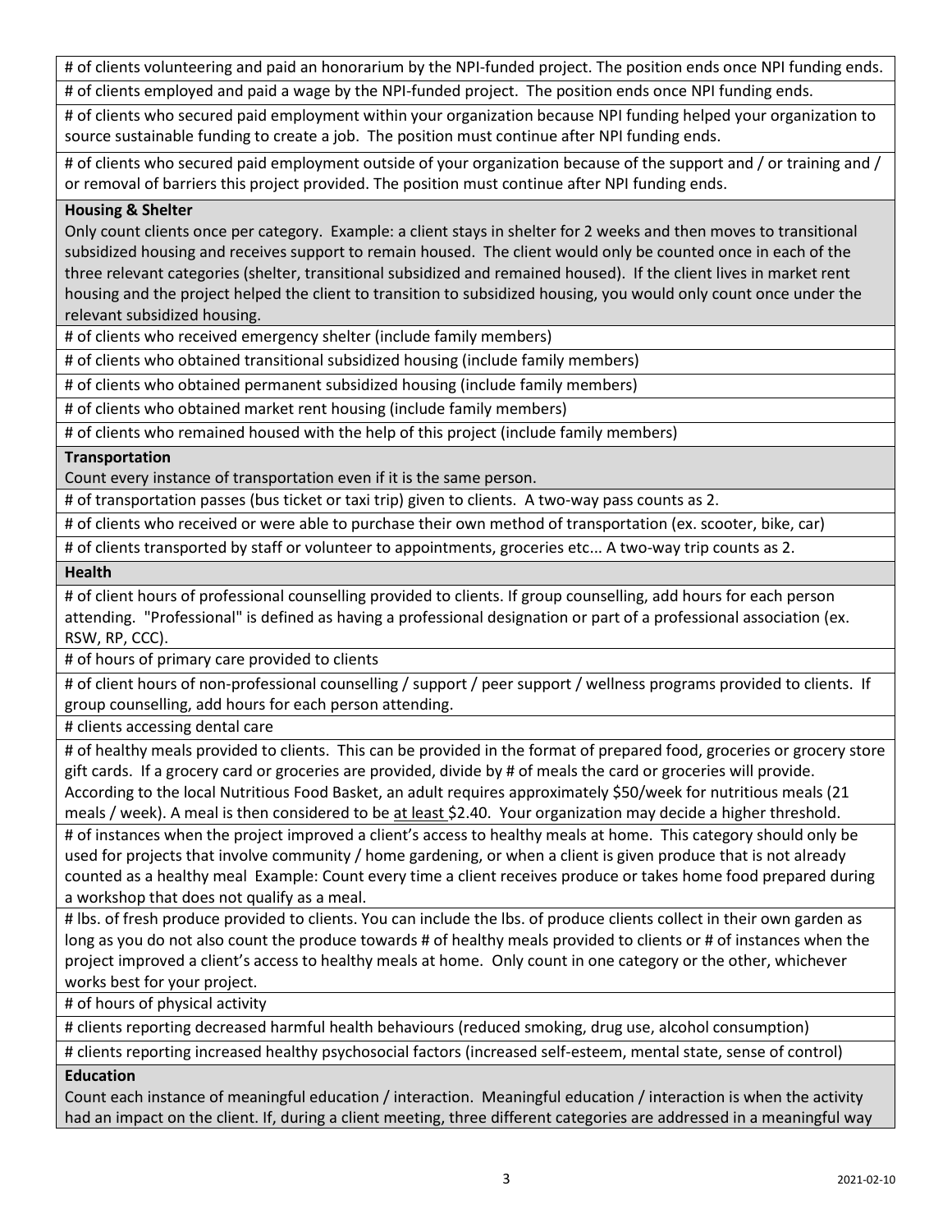| # of clients volunteering and paid an honorarium by the NPI-funded project. The position ends once NPI funding ends. |
|---|
| # of clients employed and paid a wage by the NPI-funded project. The position ends once NPI funding ends. |
| # of clients who secured paid employment within your organization because NPI funding helped your organization to source sustainable funding to create a job. The position must continue after NPI funding ends. |
| # of clients who secured paid employment outside of your organization because of the support and / or training and / or removal of barriers this project provided. The position must continue after NPI funding ends. |
| **Housing & Shelter** Only count clients once per category. Example: a client stays in shelter for 2 weeks and then moves to transitional subsidized housing and receives support to remain housed. The client would only be counted once in each of the three relevant categories (shelter, transitional subsidized and remained housed). If the client lives in market rent housing and the project helped the client to transition to subsidized housing, you would only count once under the relevant subsidized housing. |
| # of clients who received emergency shelter (include family members) |
| # of clients who obtained transitional subsidized housing (include family members) |
| # of clients who obtained permanent subsidized housing (include family members) |
| # of clients who obtained market rent housing (include family members) |
| # of clients who remained housed with the help of this project (include family members) |
| **Transportation** Count every instance of transportation even if it is the same person. |
| # of transportation passes (bus ticket or taxi trip) given to clients. A two-way pass counts as 2. |
| # of clients who received or were able to purchase their own method of transportation (ex. scooter, bike, car) |
| # of clients transported by staff or volunteer to appointments, groceries etc... A two-way trip counts as 2. |
| **Health** |
| # of client hours of professional counselling provided to clients. If group counselling, add hours for each person attending. "Professional" is defined as having a professional designation or part of a professional association (ex. RSW, RP, CCC). |
| # of hours of primary care provided to clients |
| # of client hours of non-professional counselling / support / peer support / wellness programs provided to clients. If group counselling, add hours for each person attending. |
| # clients accessing dental care |
| # of healthy meals provided to clients. This can be provided in the format of prepared food, groceries or grocery store gift cards. If a grocery card or groceries are provided, divide by # of meals the card or groceries will provide. According to the local Nutritious Food Basket, an adult requires approximately $50/week for nutritious meals (21 meals / week). A meal is then considered to be <u>at least</u> $2.40. Your organization may decide a higher threshold. |
| # of instances when the project improved a client's access to healthy meals at home. This category should only be used for projects that involve community / home gardening, or when a client is given produce that is not already counted as a healthy meal Example: Count every time a client receives produce or takes home food prepared during a workshop that does not qualify as a meal. |
| # lbs. of fresh produce provided to clients. You can include the lbs. of produce clients collect in their own garden as long as you do not also count the produce towards # of healthy meals provided to clients or # of instances when the project improved a client's access to healthy meals at home. Only count in one category or the other, whichever works best for your project. |
| # of hours of physical activity |
| # clients reporting decreased harmful health behaviours (reduced smoking, drug use, alcohol consumption) |
| # clients reporting increased healthy psychosocial factors (increased self-esteem, mental state, sense of control) |
| **Education** Count each instance of meaningful education / interaction. Meaningful education / interaction is when the activity had an impact on the client. If, during a client meeting, three different categories are addressed in a meaningful way |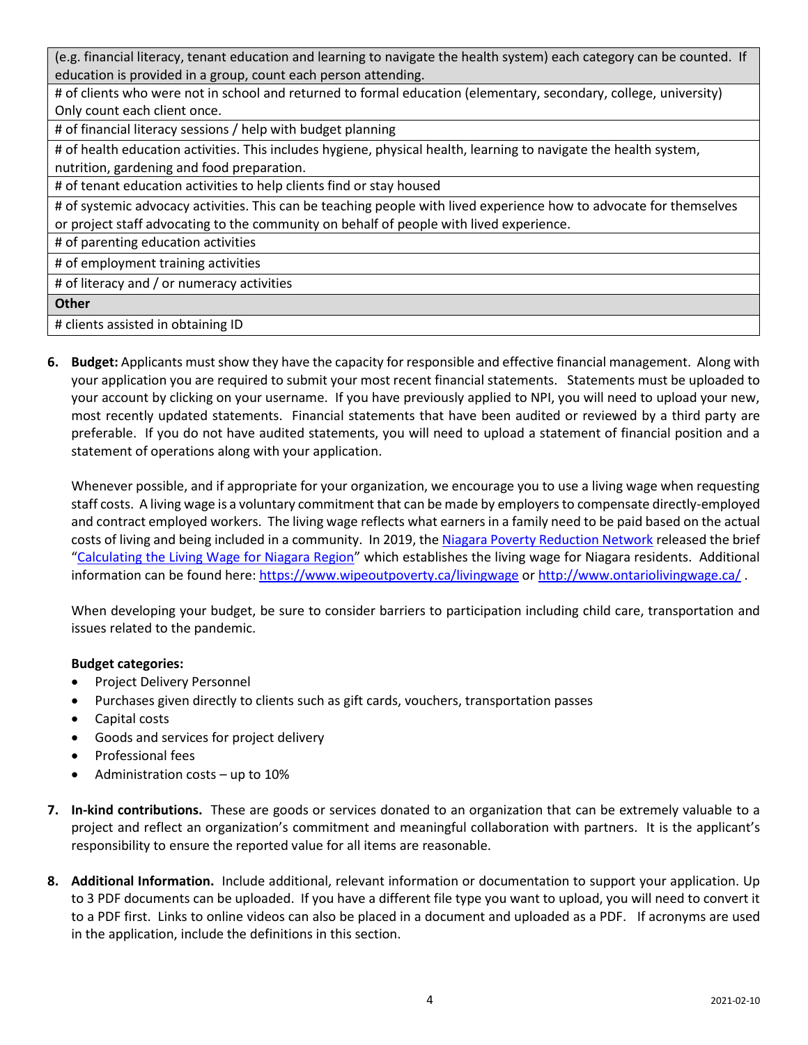| (e.g. financial literacy, tenant education and learning to navigate the health system) each category can be counted. If education is provided in a group, count each person attending. |
| --- |
| # of clients who were not in school and returned to formal education (elementary, secondary, college, university) Only count each client once. |
| # of financial literacy sessions / help with budget planning |
| # of health education activities. This includes hygiene, physical health, learning to navigate the health system, nutrition, gardening and food preparation. |
| # of tenant education activities to help clients find or stay housed |
| # of systemic advocacy activities. This can be teaching people with lived experience how to advocate for themselves or project staff advocating to the community on behalf of people with lived experience. |
| # of parenting education activities |
| # of employment training activities |
| # of literacy and / or numeracy activities |
| **Other** |
| # clients assisted in obtaining ID |

6. **Budget:** Applicants must show they have the capacity for responsible and effective financial management. Along with your application you are required to submit your most recent financial statements. Statements must be uploaded to your account by clicking on your username. If you have previously applied to NPI, you will need to upload your new, most recently updated statements. Financial statements that have been audited or reviewed by a third party are preferable. If you do not have audited statements, you will need to upload a statement of financial position and a statement of operations along with your application.

   Whenever possible, and if appropriate for your organization, we encourage you to use a living wage when requesting staff costs. A living wage is a voluntary commitment that can be made by employers to compensate directly-employed and contract employed workers. The living wage reflects what earners in a family need to be paid based on the actual costs of living and being included in a community. In 2019, the Niagara Poverty Reduction Network released the brief "Calculating the Living Wage for Niagara Region" which establishes the living wage for Niagara residents. Additional information can be found here: https://www.wipeoutpoverty.ca/livingwage or http://www.ontariolivingwage.ca/ .

   When developing your budget, be sure to consider barriers to participation including child care, transportation and issues related to the pandemic.

   **Budget categories:**
   - Project Delivery Personnel
   - Purchases given directly to clients such as gift cards, vouchers, transportation passes
   - Capital costs
   - Goods and services for project delivery
   - Professional fees
   - Administration costs – up to 10%

7. **In-kind contributions.** These are goods or services donated to an organization that can be extremely valuable to a project and reflect an organization's commitment and meaningful collaboration with partners. It is the applicant's responsibility to ensure the reported value for all items are reasonable.

8. **Additional Information.** Include additional, relevant information or documentation to support your application. Up to 3 PDF documents can be uploaded. If you have a different file type you want to upload, you will need to convert it to a PDF first. Links to online videos can also be placed in a document and uploaded as a PDF. If acronyms are used in the application, include the definitions in this section.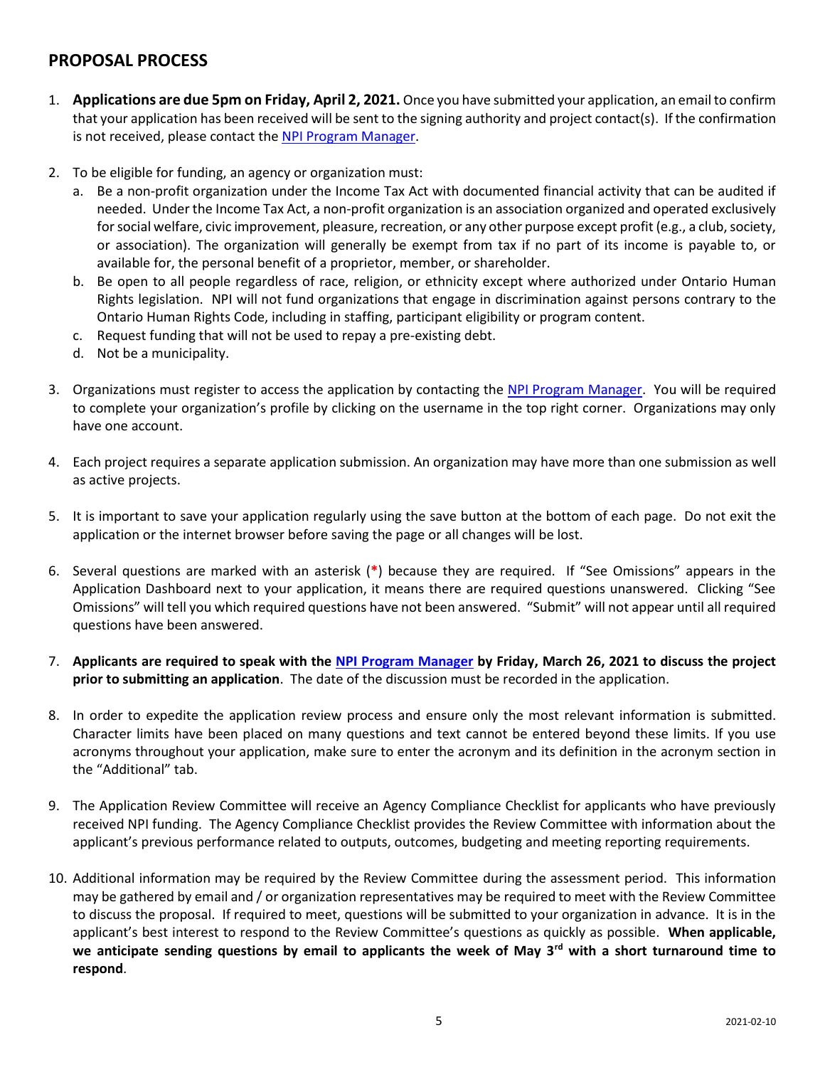## PROPOSAL PROCESS

1. **Applications are due 5pm on Friday, April 2, 2021.** Once you have submitted your application, an email to confirm that your application has been received will be sent to the signing authority and project contact(s). If the confirmation is not received, please contact the NPI Program Manager.

2. To be eligible for funding, an agency or organization must:
   a. Be a non-profit organization under the Income Tax Act with documented financial activity that can be audited if needed. Under the Income Tax Act, a non-profit organization is an association organized and operated exclusively for social welfare, civic improvement, pleasure, recreation, or any other purpose except profit (e.g., a club, society, or association). The organization will generally be exempt from tax if no part of its income is payable to, or available for, the personal benefit of a proprietor, member, or shareholder.
   b. Be open to all people regardless of race, religion, or ethnicity except where authorized under Ontario Human Rights legislation. NPI will not fund organizations that engage in discrimination against persons contrary to the Ontario Human Rights Code, including in staffing, participant eligibility or program content.
   c. Request funding that will not be used to repay a pre-existing debt.
   d. Not be a municipality.

3. Organizations must register to access the application by contacting the NPI Program Manager. You will be required to complete your organization's profile by clicking on the username in the top right corner. Organizations may only have one account.

4. Each project requires a separate application submission. An organization may have more than one submission as well as active projects.

5. It is important to save your application regularly using the save button at the bottom of each page. Do not exit the application or the internet browser before saving the page or all changes will be lost.

6. Several questions are marked with an asterisk (*) because they are required. If "See Omissions" appears in the Application Dashboard next to your application, it means there are required questions unanswered. Clicking "See Omissions" will tell you which required questions have not been answered. "Submit" will not appear until all required questions have been answered.

7. **Applicants are required to speak with the NPI Program Manager by Friday, March 26, 2021 to discuss the project prior to submitting an application**. The date of the discussion must be recorded in the application.

8. In order to expedite the application review process and ensure only the most relevant information is submitted. Character limits have been placed on many questions and text cannot be entered beyond these limits. If you use acronyms throughout your application, make sure to enter the acronym and its definition in the acronym section in the "Additional" tab.

9. The Application Review Committee will receive an Agency Compliance Checklist for applicants who have previously received NPI funding. The Agency Compliance Checklist provides the Review Committee with information about the applicant's previous performance related to outputs, outcomes, budgeting and meeting reporting requirements.

10. Additional information may be required by the Review Committee during the assessment period. This information may be gathered by email and / or organization representatives may be required to meet with the Review Committee to discuss the proposal. If required to meet, questions will be submitted to your organization in advance. It is in the applicant's best interest to respond to the Review Committee's questions as quickly as possible. **When applicable, we anticipate sending questions by email to applicants the week of May 3rd with a short turnaround time to respond**.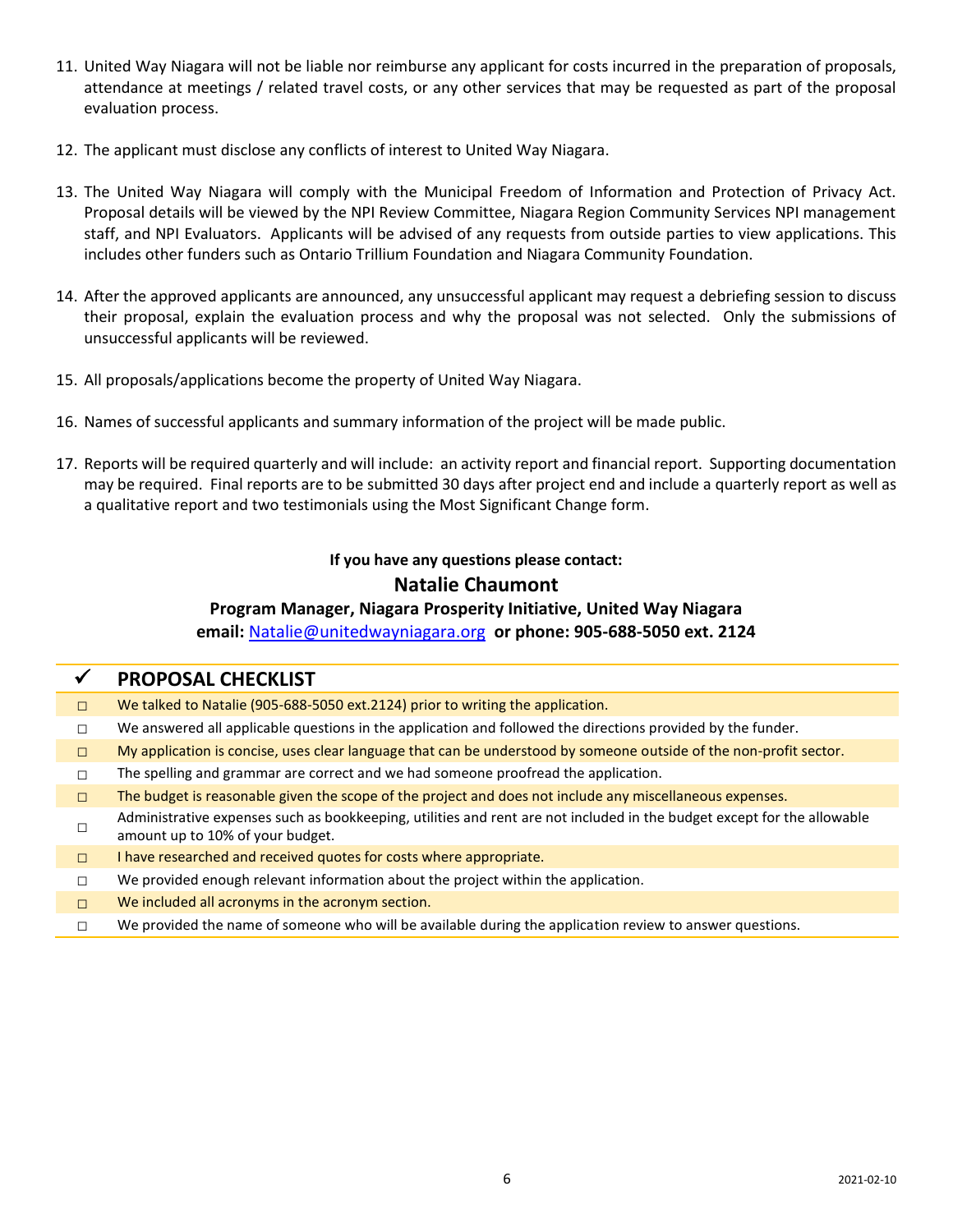11. United Way Niagara will not be liable nor reimburse any applicant for costs incurred in the preparation of proposals, attendance at meetings / related travel costs, or any other services that may be requested as part of the proposal evaluation process.

12. The applicant must disclose any conflicts of interest to United Way Niagara.

13. The United Way Niagara will comply with the Municipal Freedom of Information and Protection of Privacy Act. Proposal details will be viewed by the NPI Review Committee, Niagara Region Community Services NPI management staff, and NPI Evaluators. Applicants will be advised of any requests from outside parties to view applications. This includes other funders such as Ontario Trillium Foundation and Niagara Community Foundation.

14. After the approved applicants are announced, any unsuccessful applicant may request a debriefing session to discuss their proposal, explain the evaluation process and why the proposal was not selected. Only the submissions of unsuccessful applicants will be reviewed.

15. All proposals/applications become the property of United Way Niagara.

16. Names of successful applicants and summary information of the project will be made public.

17. Reports will be required quarterly and will include: an activity report and financial report. Supporting documentation may be required. Final reports are to be submitted 30 days after project end and include a quarterly report as well as a qualitative report and two testimonials using the Most Significant Change form.

**If you have any questions please contact:**

**Natalie Chaumont**

**Program Manager, Niagara Prosperity Initiative, United Way Niagara**

**email:** Natalie@unitedwayniagara.org **or phone: 905-688-5050 ext. 2124**

| ✓ | **PROPOSAL CHECKLIST** |
|---|---|
| □ | We talked to Natalie (905-688-5050 ext.2124) prior to writing the application. |
| □ | We answered all applicable questions in the application and followed the directions provided by the funder. |
| □ | My application is concise, uses clear language that can be understood by someone outside of the non-profit sector. |
| □ | The spelling and grammar are correct and we had someone proofread the application. |
| □ | The budget is reasonable given the scope of the project and does not include any miscellaneous expenses. |
| □ | Administrative expenses such as bookkeeping, utilities and rent are not included in the budget except for the allowable amount up to 10% of your budget. |
| □ | I have researched and received quotes for costs where appropriate. |
| □ | We provided enough relevant information about the project within the application. |
| □ | We included all acronyms in the acronym section. |
| □ | We provided the name of someone who will be available during the application review to answer questions. |